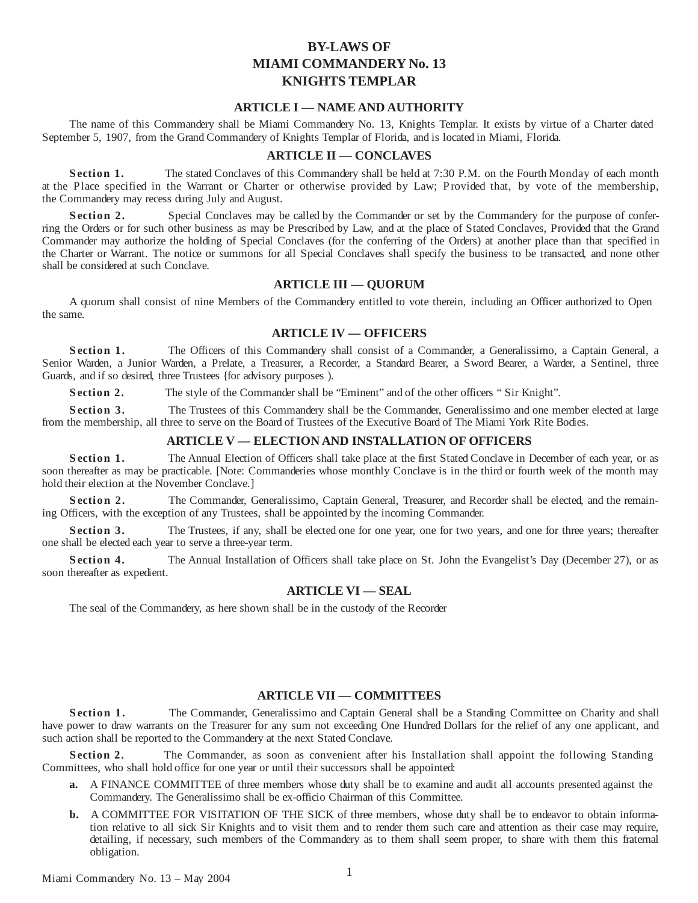# BY-LAWS OF
# MIAMI COMMANDERY No. 13
# KNIGHTS TEMPLAR

## ARTICLE I — NAME AND AUTHORITY

The name of this Commandery shall be Miami Commandery No. 13, Knights Templar. It exists by virtue of a Charter dated September 5, 1907, from the Grand Commandery of Knights Templar of Florida, and is located in Miami, Florida.

## ARTICLE II — CONCLAVES

**Section 1.** The stated Conclaves of this Commandery shall be held at 7:30 P.M. on the Fourth Monday of each month at the Place specified in the Warrant or Charter or otherwise provided by Law; Provided that, by vote of the membership, the Commandery may recess during July and August.

**Section 2.** Special Conclaves may be called by the Commander or set by the Commandery for the purpose of conferring the Orders or for such other business as may be Prescribed by Law, and at the place of Stated Conclaves, Provided that the Grand Commander may authorize the holding of Special Conclaves (for the conferring of the Orders) at another place than that specified in the Charter or Warrant. The notice or summons for all Special Conclaves shall specify the business to be transacted, and none other shall be considered at such Conclave.

## ARTICLE III — QUORUM

A quorum shall consist of nine Members of the Commandery entitled to vote therein, including an Officer authorized to Open the same.

## ARTICLE IV — OFFICERS

**Section 1.** The Officers of this Commandery shall consist of a Commander, a Generalissimo, a Captain General, a Senior Warden, a Junior Warden, a Prelate, a Treasurer, a Recorder, a Standard Bearer, a Sword Bearer, a Warder, a Sentinel, three Guards, and if so desired, three Trustees {for advisory purposes ).

**Section 2.** The style of the Commander shall be "Eminent" and of the other officers " Sir Knight".

**Section 3.** The Trustees of this Commandery shall be the Commander, Generalissimo and one member elected at large from the membership, all three to serve on the Board of Trustees of the Executive Board of The Miami York Rite Bodies.

## ARTICLE V — ELECTION AND INSTALLATION OF OFFICERS

**Section 1.** The Annual Election of Officers shall take place at the first Stated Conclave in December of each year, or as soon thereafter as may be practicable. [Note: Commanderies whose monthly Conclave is in the third or fourth week of the month may hold their election at the November Conclave.]

**Section 2.** The Commander, Generalissimo, Captain General, Treasurer, and Recorder shall be elected, and the remaining Officers, with the exception of any Trustees, shall be appointed by the incoming Commander.

**Section 3.** The Trustees, if any, shall be elected one for one year, one for two years, and one for three years; thereafter one shall be elected each year to serve a three-year term.

**Section 4.** The Annual Installation of Officers shall take place on St. John the Evangelist's Day (December 27), or as soon thereafter as expedient.

## ARTICLE VI — SEAL

The seal of the Commandery, as here shown shall be in the custody of the Recorder

## ARTICLE VII — COMMITTEES

**Section 1.** The Commander, Generalissimo and Captain General shall be a Standing Committee on Charity and shall have power to draw warrants on the Treasurer for any sum not exceeding One Hundred Dollars for the relief of any one applicant, and such action shall be reported to the Commandery at the next Stated Conclave.

**Section 2.** The Commander, as soon as convenient after his Installation shall appoint the following Standing Committees, who shall hold office for one year or until their successors shall be appointed:

- **a.** A FINANCE COMMITTEE of three members whose duty shall be to examine and audit all accounts presented against the Commandery. The Generalissimo shall be ex-officio Chairman of this Committee.
- **b.** A COMMITTEE FOR VISITATION OF THE SICK of three members, whose duty shall be to endeavor to obtain information relative to all sick Sir Knights and to visit them and to render them such care and attention as their case may require, detailing, if necessary, such members of the Commandery as to them shall seem proper, to share with them this fraternal obligation.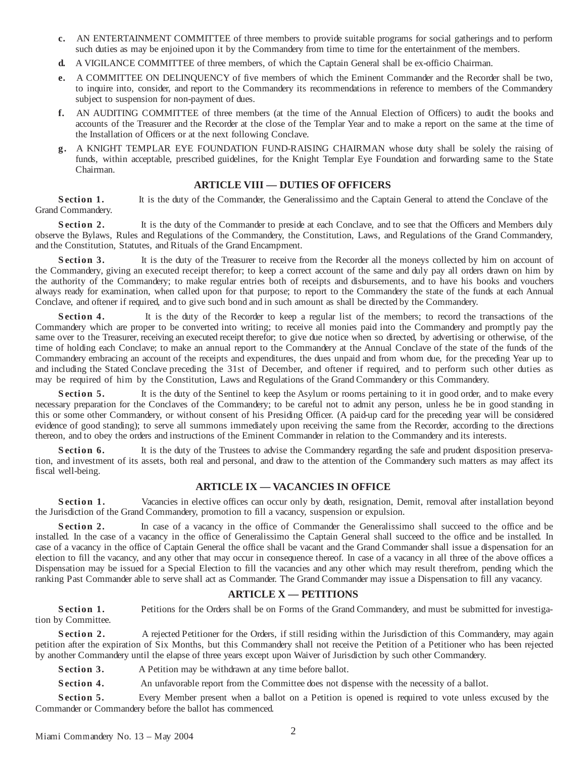c. AN ENTERTAINMENT COMMITTEE of three members to provide suitable programs for social gatherings and to perform such duties as may be enjoined upon it by the Commandery from time to time for the entertainment of the members.

d. A VIGILANCE COMMITTEE of three members, of which the Captain General shall be ex-officio Chairman.

e. A COMMITTEE ON DELINQUENCY of five members of which the Eminent Commander and the Recorder shall be two, to inquire into, consider, and report to the Commandery its recommendations in reference to members of the Commandery subject to suspension for non-payment of dues.

f. AN AUDITING COMMITTEE of three members (at the time of the Annual Election of Officers) to audit the books and accounts of the Treasurer and the Recorder at the close of the Templar Year and to make a report on the same at the time of the Installation of Officers or at the next following Conclave.

g. A KNIGHT TEMPLAR EYE FOUNDATION FUND-RAISING CHAIRMAN whose duty shall be solely the raising of funds, within acceptable, prescribed guidelines, for the Knight Templar Eye Foundation and forwarding same to the State Chairman.

## ARTICLE VIII — DUTIES OF OFFICERS

**Section 1.** It is the duty of the Commander, the Generalissimo and the Captain General to attend the Conclave of the Grand Commandery.

**Section 2.** It is the duty of the Commander to preside at each Conclave, and to see that the Officers and Members duly observe the Bylaws, Rules and Regulations of the Commandery, the Constitution, Laws, and Regulations of the Grand Commandery, and the Constitution, Statutes, and Rituals of the Grand Encampment.

**Section 3.** It is the duty of the Treasurer to receive from the Recorder all the moneys collected by him on account of the Commandery, giving an executed receipt therefor; to keep a correct account of the same and duly pay all orders drawn on him by the authority of the Commandery; to make regular entries both of receipts and disbursements, and to have his books and vouchers always ready for examination, when called upon for that purpose; to report to the Commandery the state of the funds at each Annual Conclave, and oftener if required, and to give such bond and in such amount as shall be directed by the Commandery.

**Section 4.** It is the duty of the Recorder to keep a regular list of the members; to record the transactions of the Commandery which are proper to be converted into writing; to receive all monies paid into the Commandery and promptly pay the same over to the Treasurer, receiving an executed receipt therefor; to give due notice when so directed, by advertising or otherwise, of the time of holding each Conclave; to make an annual report to the Commandery at the Annual Conclave of the state of the funds of the Commandery embracing an account of the receipts and expenditures, the dues unpaid and from whom due, for the preceding Year up to and including the Stated Conclave preceding the 31st of December, and oftener if required, and to perform such other duties as may be required of him by the Constitution, Laws and Regulations of the Grand Commandery or this Commandery.

**Section 5.** It is the duty of the Sentinel to keep the Asylum or rooms pertaining to it in good order, and to make every necessary preparation for the Conclaves of the Commandery; to be careful not to admit any person, unless he be in good standing in this or some other Commandery, or without consent of his Presiding Officer. (A paid-up card for the preceding year will be considered evidence of good standing); to serve all summons immediately upon receiving the same from the Recorder, according to the directions thereon, and to obey the orders and instructions of the Eminent Commander in relation to the Commandery and its interests.

**Section 6.** It is the duty of the Trustees to advise the Commandery regarding the safe and prudent disposition preservation, and investment of its assets, both real and personal, and draw to the attention of the Commandery such matters as may affect its fiscal well-being.

## ARTICLE IX — VACANCIES IN OFFICE

**Section 1.** Vacancies in elective offices can occur only by death, resignation, Demit, removal after installation beyond the Jurisdiction of the Grand Commandery, promotion to fill a vacancy, suspension or expulsion.

**Section 2.** In case of a vacancy in the office of Commander the Generalissimo shall succeed to the office and be installed. In the case of a vacancy in the office of Generalissimo the Captain General shall succeed to the office and be installed. In case of a vacancy in the office of Captain General the office shall be vacant and the Grand Commander shall issue a dispensation for an election to fill the vacancy, and any other that may occur in consequence thereof. In case of a vacancy in all three of the above offices a Dispensation may be issued for a Special Election to fill the vacancies and any other which may result therefrom, pending which the ranking Past Commander able to serve shall act as Commander. The Grand Commander may issue a Dispensation to fill any vacancy.

## ARTICLE X — PETITIONS

**Section 1.** Petitions for the Orders shall be on Forms of the Grand Commandery, and must be submitted for investigation by Committee.

**Section 2.** A rejected Petitioner for the Orders, if still residing within the Jurisdiction of this Commandery, may again petition after the expiration of Six Months, but this Commandery shall not receive the Petition of a Petitioner who has been rejected by another Commandery until the elapse of three years except upon Waiver of Jurisdiction by such other Commandery.

**Section 3.** A Petition may be withdrawn at any time before ballot.

**Section 4.** An unfavorable report from the Committee does not dispense with the necessity of a ballot.

**Section 5.** Every Member present when a ballot on a Petition is opened is required to vote unless excused by the Commander or Commandery before the ballot has commenced.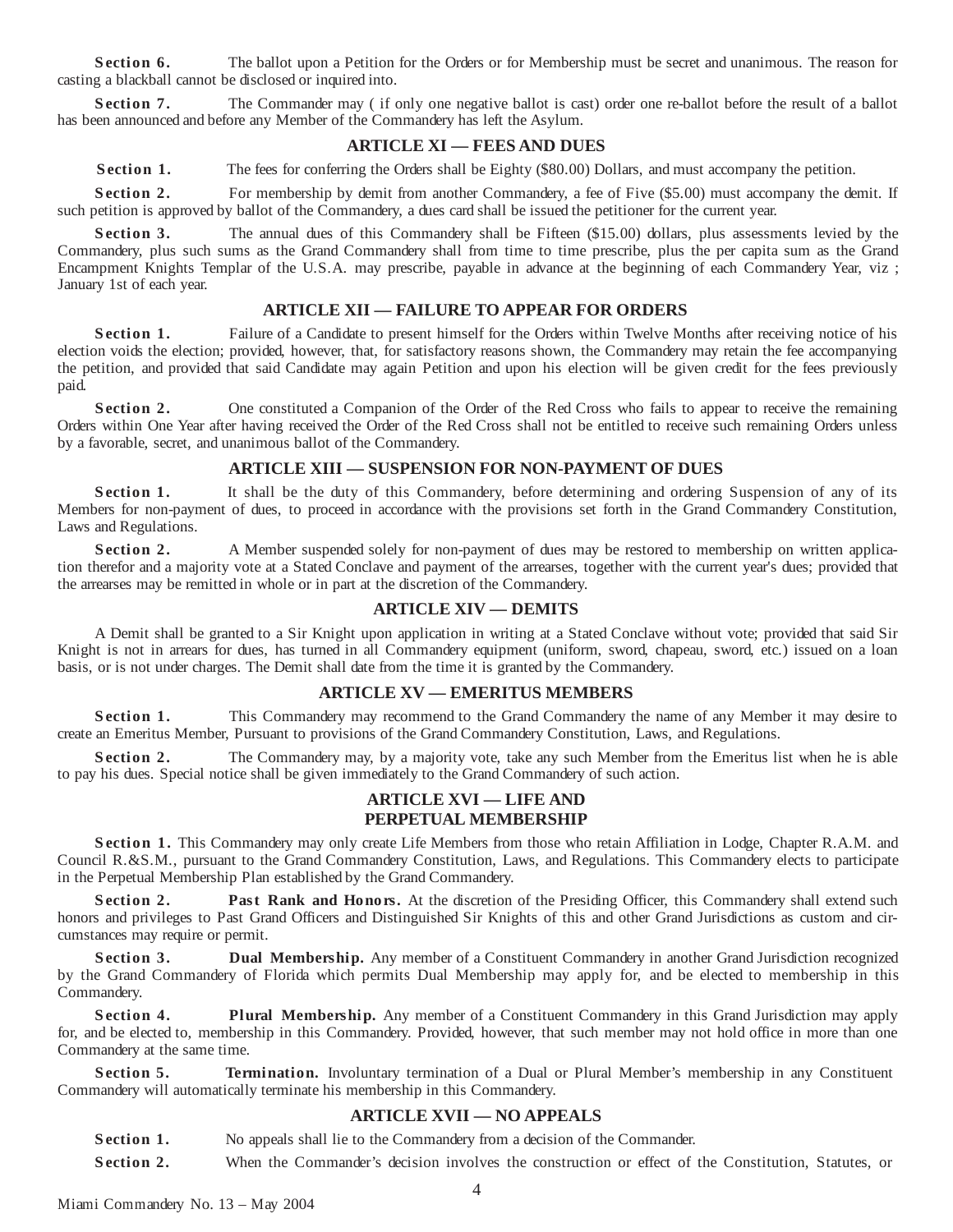**Section 6.** The ballot upon a Petition for the Orders or for Membership must be secret and unanimous. The reason for casting a blackball cannot be disclosed or inquired into.

**Section 7.** The Commander may ( if only one negative ballot is cast) order one re-ballot before the result of a ballot has been announced and before any Member of the Commandery has left the Asylum.

## ARTICLE XI — FEES AND DUES

**Section 1.** The fees for conferring the Orders shall be Eighty ($80.00) Dollars, and must accompany the petition.

**Section 2.** For membership by demit from another Commandery, a fee of Five ($5.00) must accompany the demit. If such petition is approved by ballot of the Commandery, a dues card shall be issued the petitioner for the current year.

**Section 3.** The annual dues of this Commandery shall be Fifteen ($15.00) dollars, plus assessments levied by the Commandery, plus such sums as the Grand Commandery shall from time to time prescribe, plus the per capita sum as the Grand Encampment Knights Templar of the U.S.A. may prescribe, payable in advance at the beginning of each Commandery Year, viz ; January 1st of each year.

## ARTICLE XII — FAILURE TO APPEAR FOR ORDERS

**Section 1.** Failure of a Candidate to present himself for the Orders within Twelve Months after receiving notice of his election voids the election; provided, however, that, for satisfactory reasons shown, the Commandery may retain the fee accompanying the petition, and provided that said Candidate may again Petition and upon his election will be given credit for the fees previously paid.

**Section 2.** One constituted a Companion of the Order of the Red Cross who fails to appear to receive the remaining Orders within One Year after having received the Order of the Red Cross shall not be entitled to receive such remaining Orders unless by a favorable, secret, and unanimous ballot of the Commandery.

## ARTICLE XIII — SUSPENSION FOR NON-PAYMENT OF DUES

**Section 1.** It shall be the duty of this Commandery, before determining and ordering Suspension of any of its Members for non-payment of dues, to proceed in accordance with the provisions set forth in the Grand Commandery Constitution, Laws and Regulations.

**Section 2.** A Member suspended solely for non-payment of dues may be restored to membership on written application therefor and a majority vote at a Stated Conclave and payment of the arrearses, together with the current year's dues; provided that the arrearses may be remitted in whole or in part at the discretion of the Commandery.

## ARTICLE XIV — DEMITS

A Demit shall be granted to a Sir Knight upon application in writing at a Stated Conclave without vote; provided that said Sir Knight is not in arrears for dues, has turned in all Commandery equipment (uniform, sword, chapeau, sword, etc.) issued on a loan basis, or is not under charges. The Demit shall date from the time it is granted by the Commandery.

## ARTICLE XV — EMERITUS MEMBERS

**Section 1.** This Commandery may recommend to the Grand Commandery the name of any Member it may desire to create an Emeritus Member, Pursuant to provisions of the Grand Commandery Constitution, Laws, and Regulations.

**Section 2.** The Commandery may, by a majority vote, take any such Member from the Emeritus list when he is able to pay his dues. Special notice shall be given immediately to the Grand Commandery of such action.

## ARTICLE XVI — LIFE AND PERPETUAL MEMBERSHIP

**Section 1.** This Commandery may only create Life Members from those who retain Affiliation in Lodge, Chapter R.A.M. and Council R.&S.M., pursuant to the Grand Commandery Constitution, Laws, and Regulations. This Commandery elects to participate in the Perpetual Membership Plan established by the Grand Commandery.

**Section 2.** **Past Rank and Honors.** At the discretion of the Presiding Officer, this Commandery shall extend such honors and privileges to Past Grand Officers and Distinguished Sir Knights of this and other Grand Jurisdictions as custom and circumstances may require or permit.

**Section 3.** **Dual Membership.** Any member of a Constituent Commandery in another Grand Jurisdiction recognized by the Grand Commandery of Florida which permits Dual Membership may apply for, and be elected to membership in this Commandery.

**Section 4.** **Plural Membership.** Any member of a Constituent Commandery in this Grand Jurisdiction may apply for, and be elected to, membership in this Commandery. Provided, however, that such member may not hold office in more than one Commandery at the same time.

**Section 5.** **Termination.** Involuntary termination of a Dual or Plural Member's membership in any Constituent Commandery will automatically terminate his membership in this Commandery.

## ARTICLE XVII — NO APPEALS

**Section 1.** No appeals shall lie to the Commandery from a decision of the Commander.

**Section 2.** When the Commander's decision involves the construction or effect of the Constitution, Statutes, or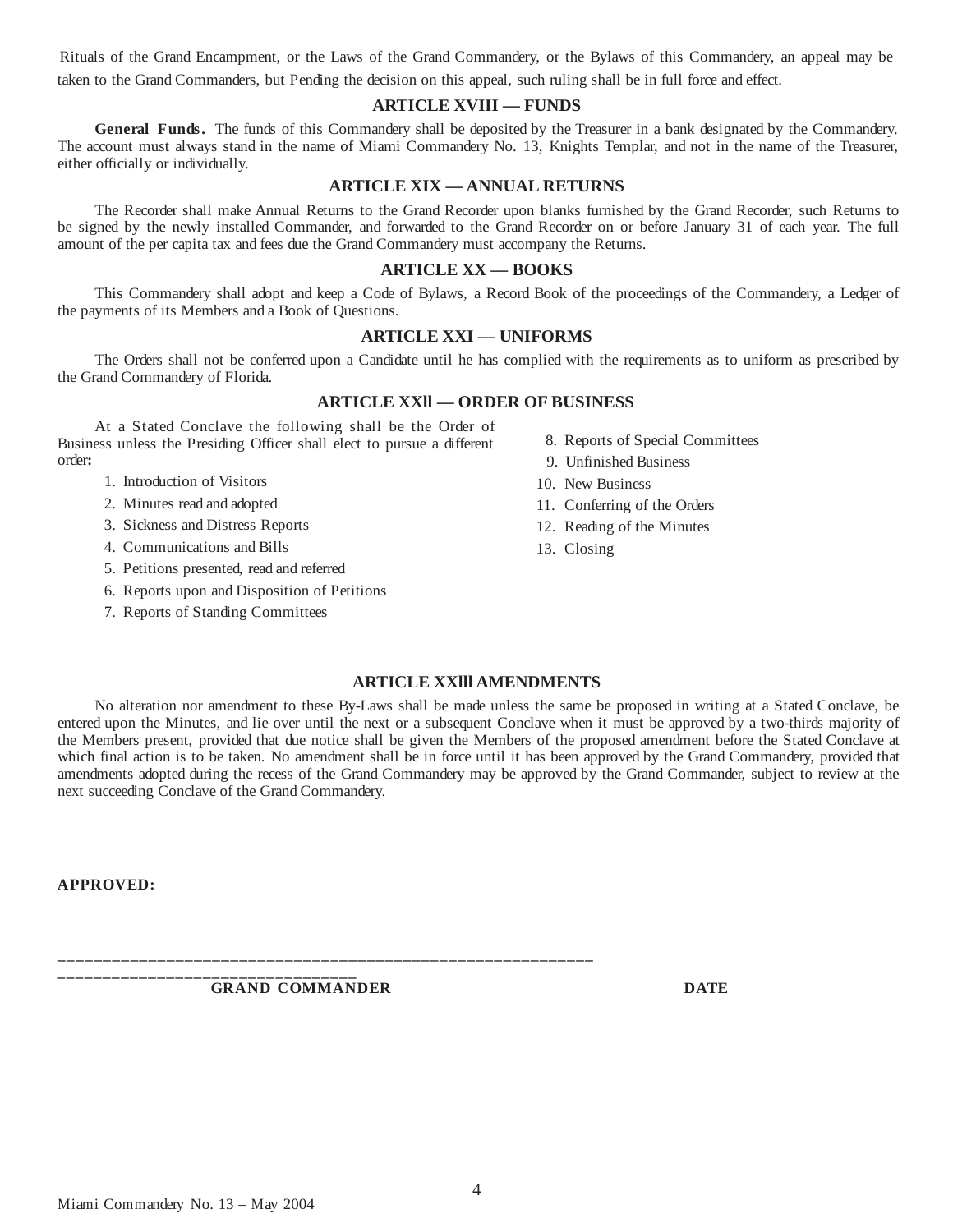Rituals of the Grand Encampment, or the Laws of the Grand Commandery, or the Bylaws of this Commandery, an appeal may be taken to the Grand Commanders, but Pending the decision on this appeal, such ruling shall be in full force and effect.

## ARTICLE XVIII — FUNDS

**General Funds.** The funds of this Commandery shall be deposited by the Treasurer in a bank designated by the Commandery. The account must always stand in the name of Miami Commandery No. 13, Knights Templar, and not in the name of the Treasurer, either officially or individually.

## ARTICLE XIX — ANNUAL RETURNS

The Recorder shall make Annual Returns to the Grand Recorder upon blanks furnished by the Grand Recorder, such Returns to be signed by the newly installed Commander, and forwarded to the Grand Recorder on or before January 31 of each year. The full amount of the per capita tax and fees due the Grand Commandery must accompany the Returns.

## ARTICLE XX — BOOKS

This Commandery shall adopt and keep a Code of Bylaws, a Record Book of the proceedings of the Commandery, a Ledger of the payments of its Members and a Book of Questions.

## ARTICLE XXI — UNIFORMS

The Orders shall not be conferred upon a Candidate until he has complied with the requirements as to uniform as prescribed by the Grand Commandery of Florida.

## ARTICLE XXII — ORDER OF BUSINESS

At a Stated Conclave the following shall be the Order of Business unless the Presiding Officer shall elect to pursue a different order**:**

1. Introduction of Visitors
2. Minutes read and adopted
3. Sickness and Distress Reports
4. Communications and Bills
5. Petitions presented, read and referred
6. Reports upon and Disposition of Petitions
7. Reports of Standing Committees
8. Reports of Special Committees
9. Unfinished Business
10. New Business
11. Conferring of the Orders
12. Reading of the Minutes
13. Closing

## ARTICLE XXIII AMENDMENTS

No alteration nor amendment to these By-Laws shall be made unless the same be proposed in writing at a Stated Conclave, be entered upon the Minutes, and lie over until the next or a subsequent Conclave when it must be approved by a two-thirds majority of the Members present, provided that due notice shall be given the Members of the proposed amendment before the Stated Conclave at which final action is to be taken. No amendment shall be in force until it has been approved by the Grand Commandery, provided that amendments adopted during the recess of the Grand Commandery may be approved by the Grand Commander, subject to review at the next succeeding Conclave of the Grand Commandery.

**APPROVED:**

____________________________________________________________

_________________________________

**GRAND COMMANDER** **DATE**

Miami Commandery No. 13 – May 2004